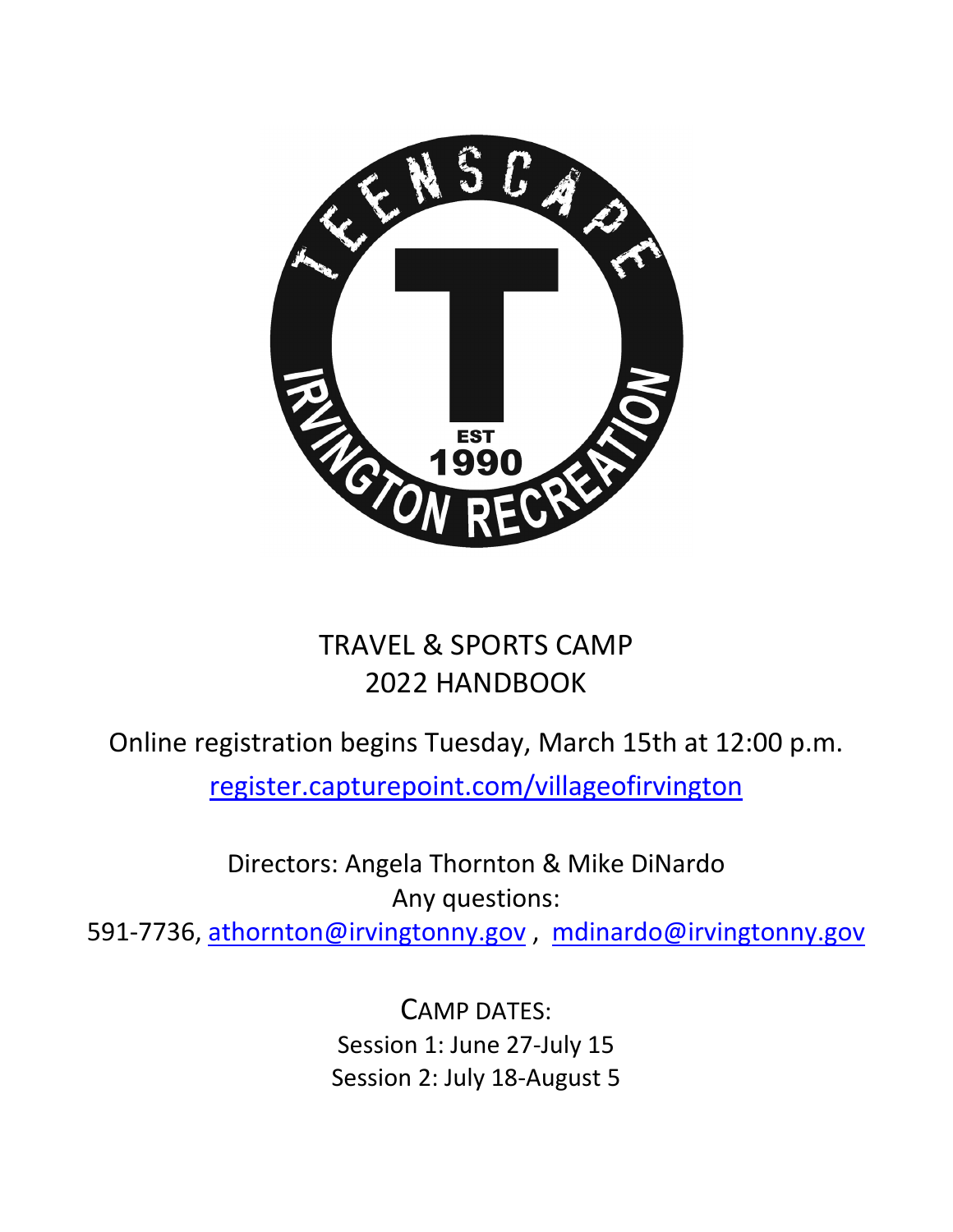# TRAVEL & SPORTS CAMP
# 2022 HANDBOOK

Online registration begins Tuesday, March 15th at 12:00 p.m.

[register.capturepoint.com/villageofirvington](register.capturepoint.com/villageofirvington)

Directors: Angela Thornton & Mike DiNardo

Any questions:

591-7736, [athornton@irvingtonny.gov](mailto:athornton@irvingtonny.gov) , [mdinardo@irvingtonny.gov](mailto:mdinardo@irvingtonny.gov)

CAMP DATES:

Session 1: June 27-July 15

Session 2: July 18-August 5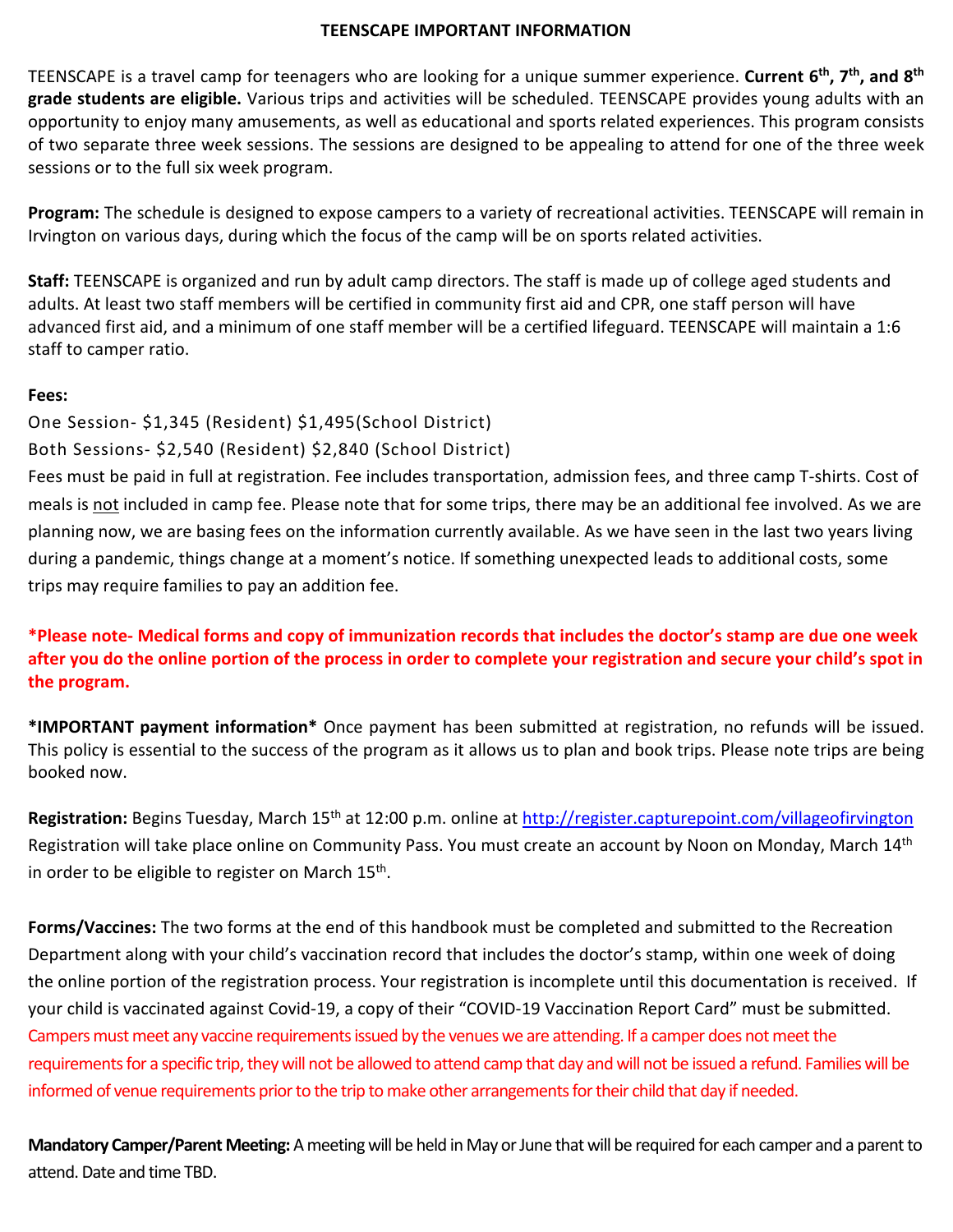# TEENSCAPE IMPORTANT INFORMATION

TEENSCAPE is a travel camp for teenagers who are looking for a unique summer experience. **Current 6th, 7th, and 8th grade students are eligible.** Various trips and activities will be scheduled. TEENSCAPE provides young adults with an opportunity to enjoy many amusements, as well as educational and sports related experiences. This program consists of two separate three week sessions. The sessions are designed to be appealing to attend for one of the three week sessions or to the full six week program.

**Program:** The schedule is designed to expose campers to a variety of recreational activities. TEENSCAPE will remain in Irvington on various days, during which the focus of the camp will be on sports related activities.

**Staff:** TEENSCAPE is organized and run by adult camp directors. The staff is made up of college aged students and adults. At least two staff members will be certified in community first aid and CPR, one staff person will have advanced first aid, and a minimum of one staff member will be a certified lifeguard. TEENSCAPE will maintain a 1:6 staff to camper ratio.

**Fees:**

One Session- $1,345 (Resident) $1,495(School District)

Both Sessions- $2,540 (Resident) $2,840 (School District)

Fees must be paid in full at registration. Fee includes transportation, admission fees, and three camp T-shirts. Cost of meals is not included in camp fee. Please note that for some trips, there may be an additional fee involved. As we are planning now, we are basing fees on the information currently available. As we have seen in the last two years living during a pandemic, things change at a moment's notice. If something unexpected leads to additional costs, some trips may require families to pay an addition fee.

**\*Please note- Medical forms and copy of immunization records that includes the doctor's stamp are due one week after you do the online portion of the process in order to complete your registration and secure your child's spot in the program.**

**\*IMPORTANT payment information\*** Once payment has been submitted at registration, no refunds will be issued. This policy is essential to the success of the program as it allows us to plan and book trips. Please note trips are being booked now.

**Registration:** Begins Tuesday, March 15th at 12:00 p.m. online at http://register.capturepoint.com/villageofirvington Registration will take place online on Community Pass. You must create an account by Noon on Monday, March 14th in order to be eligible to register on March 15th.

**Forms/Vaccines:** The two forms at the end of this handbook must be completed and submitted to the Recreation Department along with your child's vaccination record that includes the doctor's stamp, within one week of doing the online portion of the registration process. Your registration is incomplete until this documentation is received. If your child is vaccinated against Covid-19, a copy of their "COVID-19 Vaccination Report Card" must be submitted. Campers must meet any vaccine requirements issued by the venues we are attending. If a camper does not meet the requirements for a specific trip, they will not be allowed to attend camp that day and will not be issued a refund. Families will be informed of venue requirements prior to the trip to make other arrangements for their child that day if needed.

**Mandatory Camper/Parent Meeting:** A meeting will be held in May or June that will be required for each camper and a parent to attend. Date and time TBD.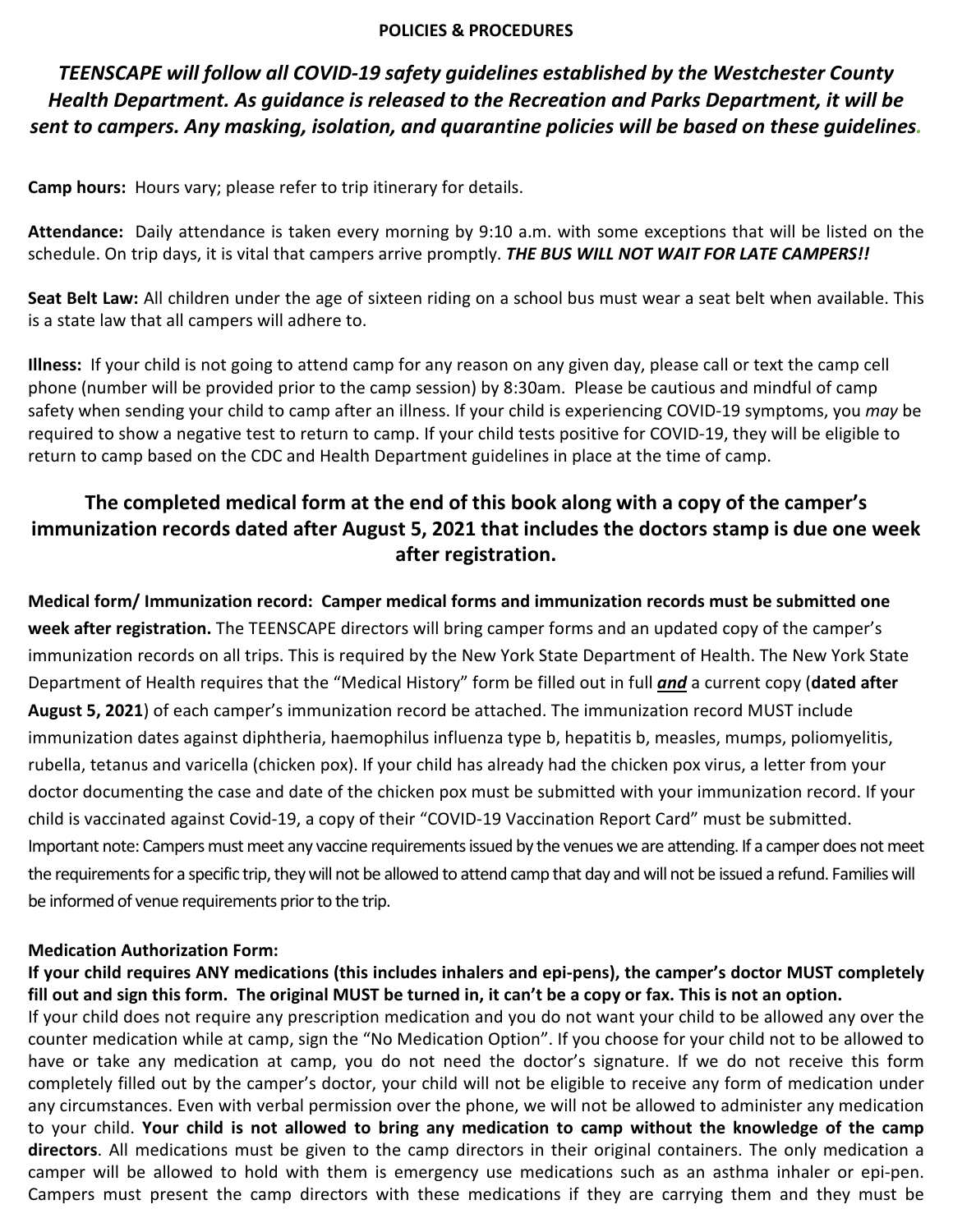**POLICIES & PROCEDURES**

***TEENSCAPE will follow all COVID-19 safety guidelines established by the Westchester County Health Department. As guidance is released to the Recreation and Parks Department, it will be sent to campers. Any masking, isolation, and quarantine policies will be based on these guidelines.***

**Camp hours:** Hours vary; please refer to trip itinerary for details.

**Attendance:** Daily attendance is taken every morning by 9:10 a.m. with some exceptions that will be listed on the schedule. On trip days, it is vital that campers arrive promptly. ***THE BUS WILL NOT WAIT FOR LATE CAMPERS!!***

**Seat Belt Law:** All children under the age of sixteen riding on a school bus must wear a seat belt when available. This is a state law that all campers will adhere to.

**Illness:** If your child is not going to attend camp for any reason on any given day, please call or text the camp cell phone (number will be provided prior to the camp session) by 8:30am. Please be cautious and mindful of camp safety when sending your child to camp after an illness. If your child is experiencing COVID-19 symptoms, you *may* be required to show a negative test to return to camp. If your child tests positive for COVID-19, they will be eligible to return to camp based on the CDC and Health Department guidelines in place at the time of camp.

## The completed medical form at the end of this book along with a copy of the camper's immunization records dated after August 5, 2021 that includes the doctors stamp is due one week after registration.

**Medical form/ Immunization record: Camper medical forms and immunization records must be submitted one week after registration.** The TEENSCAPE directors will bring camper forms and an updated copy of the camper's immunization records on all trips. This is required by the New York State Department of Health. The New York State Department of Health requires that the "Medical History" form be filled out in full ***and*** a current copy (**dated after August 5, 2021**) of each camper's immunization record be attached. The immunization record MUST include immunization dates against diphtheria, haemophilus influenza type b, hepatitis b, measles, mumps, poliomyelitis, rubella, tetanus and varicella (chicken pox). If your child has already had the chicken pox virus, a letter from your doctor documenting the case and date of the chicken pox must be submitted with your immunization record. If your child is vaccinated against Covid-19, a copy of their "COVID-19 Vaccination Report Card" must be submitted. Important note: Campers must meet any vaccine requirements issued by the venues we are attending. If a camper does not meet the requirements for a specific trip, they will not be allowed to attend camp that day and will not be issued a refund. Families will be informed of venue requirements prior to the trip.

**Medication Authorization Form:**

**If your child requires ANY medications (this includes inhalers and epi-pens), the camper's doctor MUST completely fill out and sign this form. The original MUST be turned in, it can't be a copy or fax. This is not an option.**

If your child does not require any prescription medication and you do not want your child to be allowed any over the counter medication while at camp, sign the "No Medication Option". If you choose for your child not to be allowed to have or take any medication at camp, you do not need the doctor's signature. If we do not receive this form completely filled out by the camper's doctor, your child will not be eligible to receive any form of medication under any circumstances. Even with verbal permission over the phone, we will not be allowed to administer any medication to your child. **Your child is not allowed to bring any medication to camp without the knowledge of the camp directors**. All medications must be given to the camp directors in their original containers. The only medication a camper will be allowed to hold with them is emergency use medications such as an asthma inhaler or epi-pen. Campers must present the camp directors with these medications if they are carrying them and they must be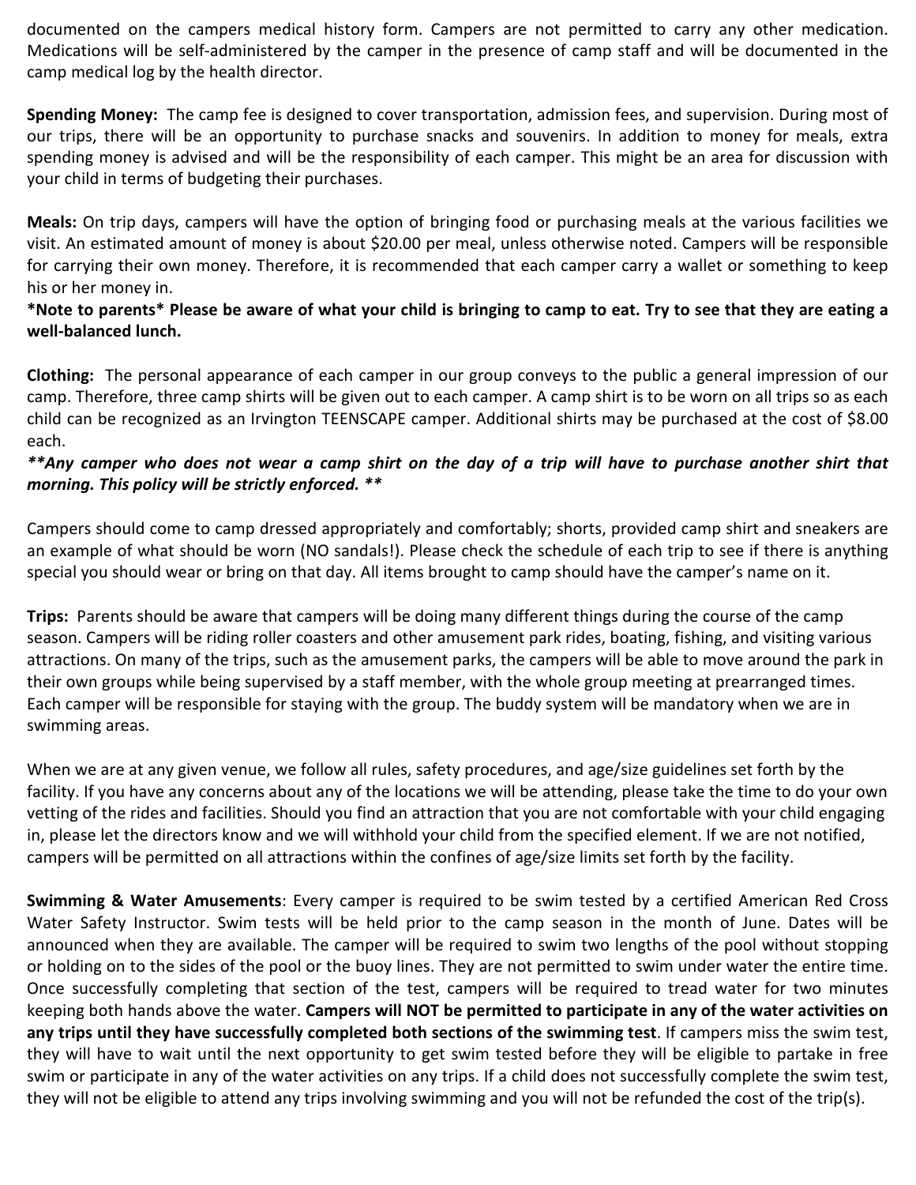documented on the campers medical history form. Campers are not permitted to carry any other medication. Medications will be self-administered by the camper in the presence of camp staff and will be documented in the camp medical log by the health director.

**Spending Money:** The camp fee is designed to cover transportation, admission fees, and supervision. During most of our trips, there will be an opportunity to purchase snacks and souvenirs. In addition to money for meals, extra spending money is advised and will be the responsibility of each camper. This might be an area for discussion with your child in terms of budgeting their purchases.

**Meals:** On trip days, campers will have the option of bringing food or purchasing meals at the various facilities we visit. An estimated amount of money is about $20.00 per meal, unless otherwise noted. Campers will be responsible for carrying their own money. Therefore, it is recommended that each camper carry a wallet or something to keep his or her money in.

**\*Note to parents\* Please be aware of what your child is bringing to camp to eat. Try to see that they are eating a well-balanced lunch.**

**Clothing:** The personal appearance of each camper in our group conveys to the public a general impression of our camp. Therefore, three camp shirts will be given out to each camper. A camp shirt is to be worn on all trips so as each child can be recognized as an Irvington TEENSCAPE camper. Additional shirts may be purchased at the cost of $8.00 each.

***\*\*Any camper who does not wear a camp shirt on the day of a trip will have to purchase another shirt that morning. This policy will be strictly enforced. \*\****

Campers should come to camp dressed appropriately and comfortably; shorts, provided camp shirt and sneakers are an example of what should be worn (NO sandals!). Please check the schedule of each trip to see if there is anything special you should wear or bring on that day. All items brought to camp should have the camper's name on it.

**Trips:** Parents should be aware that campers will be doing many different things during the course of the camp season. Campers will be riding roller coasters and other amusement park rides, boating, fishing, and visiting various attractions. On many of the trips, such as the amusement parks, the campers will be able to move around the park in their own groups while being supervised by a staff member, with the whole group meeting at prearranged times. Each camper will be responsible for staying with the group. The buddy system will be mandatory when we are in swimming areas.

When we are at any given venue, we follow all rules, safety procedures, and age/size guidelines set forth by the facility. If you have any concerns about any of the locations we will be attending, please take the time to do your own vetting of the rides and facilities. Should you find an attraction that you are not comfortable with your child engaging in, please let the directors know and we will withhold your child from the specified element. If we are not notified, campers will be permitted on all attractions within the confines of age/size limits set forth by the facility.

**Swimming & Water Amusements**: Every camper is required to be swim tested by a certified American Red Cross Water Safety Instructor. Swim tests will be held prior to the camp season in the month of June. Dates will be announced when they are available. The camper will be required to swim two lengths of the pool without stopping or holding on to the sides of the pool or the buoy lines. They are not permitted to swim under water the entire time. Once successfully completing that section of the test, campers will be required to tread water for two minutes keeping both hands above the water. **Campers will NOT be permitted to participate in any of the water activities on any trips until they have successfully completed both sections of the swimming test**. If campers miss the swim test, they will have to wait until the next opportunity to get swim tested before they will be eligible to partake in free swim or participate in any of the water activities on any trips. If a child does not successfully complete the swim test, they will not be eligible to attend any trips involving swimming and you will not be refunded the cost of the trip(s).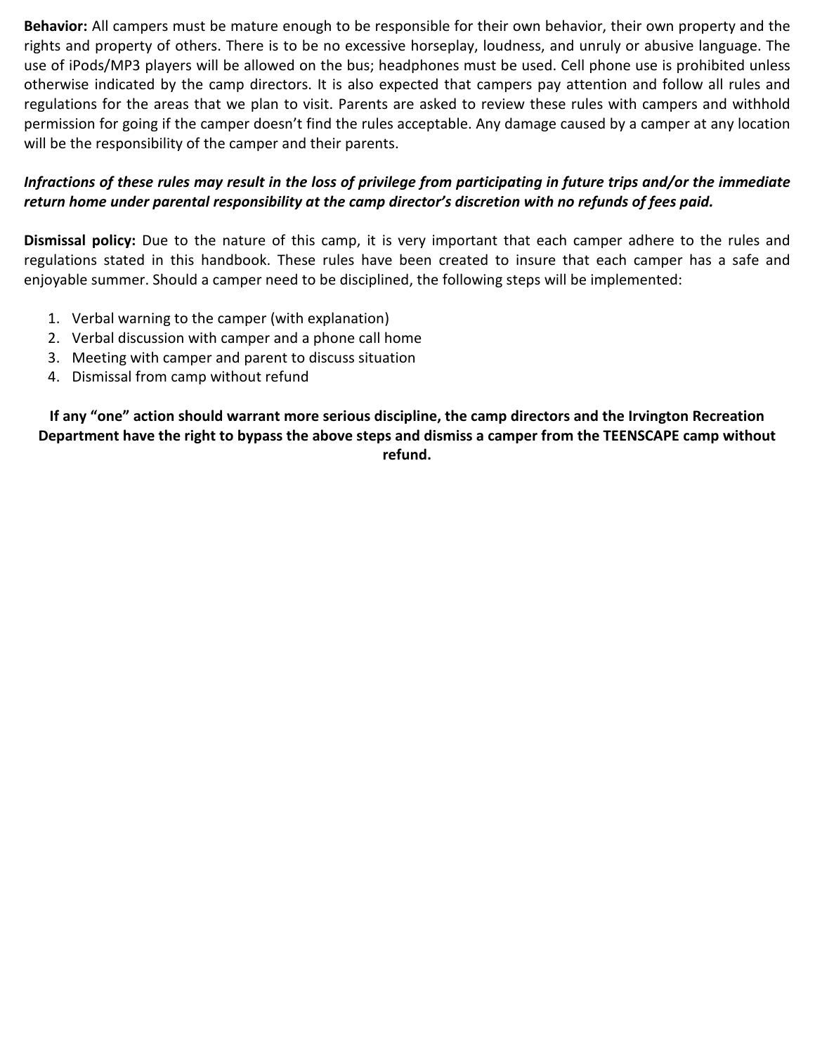**Behavior:** All campers must be mature enough to be responsible for their own behavior, their own property and the rights and property of others. There is to be no excessive horseplay, loudness, and unruly or abusive language. The use of iPods/MP3 players will be allowed on the bus; headphones must be used. Cell phone use is prohibited unless otherwise indicated by the camp directors. It is also expected that campers pay attention and follow all rules and regulations for the areas that we plan to visit. Parents are asked to review these rules with campers and withhold permission for going if the camper doesn't find the rules acceptable. Any damage caused by a camper at any location will be the responsibility of the camper and their parents.

***Infractions of these rules may result in the loss of privilege from participating in future trips and/or the immediate return home under parental responsibility at the camp director's discretion with no refunds of fees paid.***

**Dismissal policy:** Due to the nature of this camp, it is very important that each camper adhere to the rules and regulations stated in this handbook. These rules have been created to insure that each camper has a safe and enjoyable summer. Should a camper need to be disciplined, the following steps will be implemented:

1. Verbal warning to the camper (with explanation)
2. Verbal discussion with camper and a phone call home
3. Meeting with camper and parent to discuss situation
4. Dismissal from camp without refund

**If any "one" action should warrant more serious discipline, the camp directors and the Irvington Recreation Department have the right to bypass the above steps and dismiss a camper from the TEENSCAPE camp without refund.**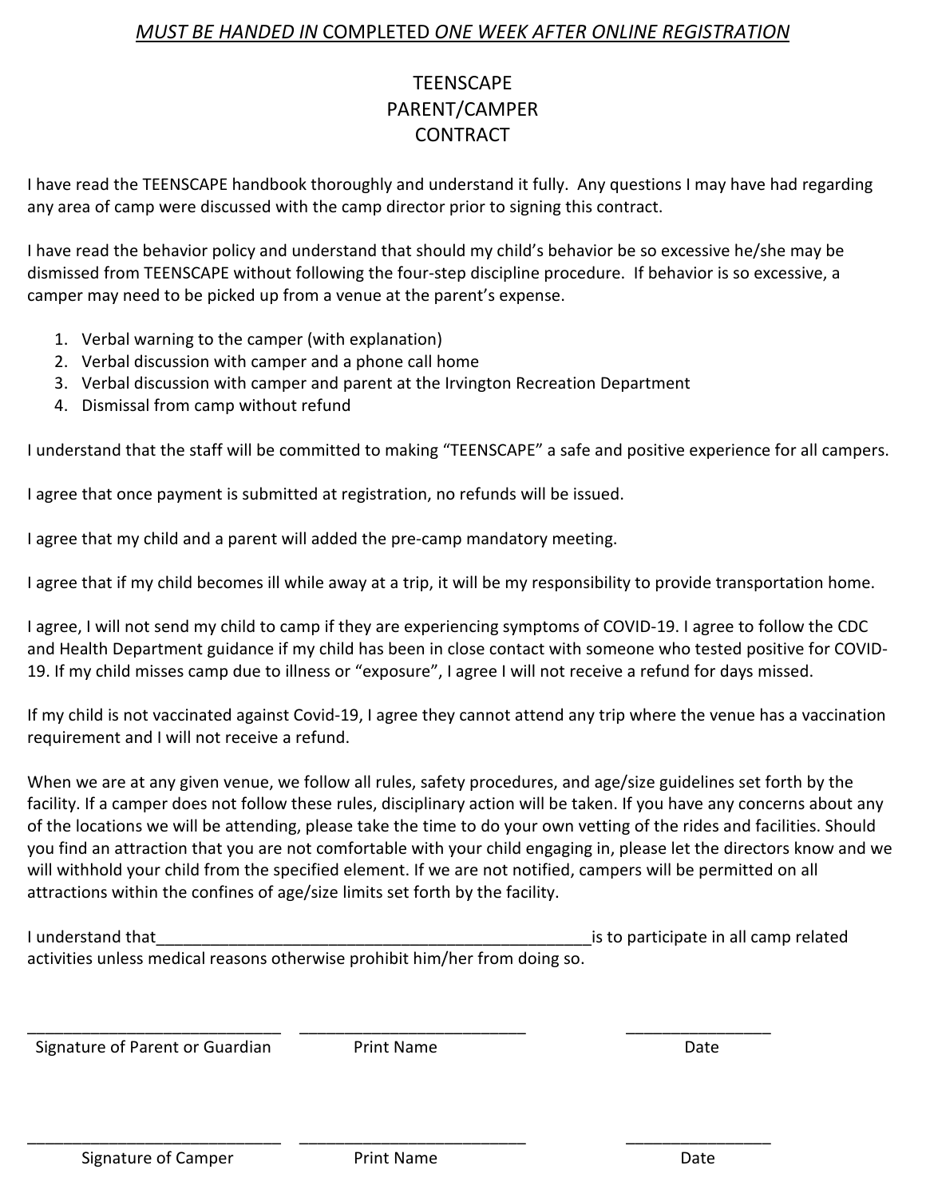*MUST BE HANDED IN* COMPLETED *ONE WEEK AFTER ONLINE REGISTRATION*

# TEENSCAPE
# PARENT/CAMPER
# CONTRACT

I have read the TEENSCAPE handbook thoroughly and understand it fully. Any questions I may have had regarding any area of camp were discussed with the camp director prior to signing this contract.

I have read the behavior policy and understand that should my child's behavior be so excessive he/she may be dismissed from TEENSCAPE without following the four-step discipline procedure. If behavior is so excessive, a camper may need to be picked up from a venue at the parent's expense.

1. Verbal warning to the camper (with explanation)
2. Verbal discussion with camper and a phone call home
3. Verbal discussion with camper and parent at the Irvington Recreation Department
4. Dismissal from camp without refund

I understand that the staff will be committed to making "TEENSCAPE" a safe and positive experience for all campers.

I agree that once payment is submitted at registration, no refunds will be issued.

I agree that my child and a parent will added the pre-camp mandatory meeting.

I agree that if my child becomes ill while away at a trip, it will be my responsibility to provide transportation home.

I agree, I will not send my child to camp if they are experiencing symptoms of COVID-19. I agree to follow the CDC and Health Department guidance if my child has been in close contact with someone who tested positive for COVID-19. If my child misses camp due to illness or "exposure", I agree I will not receive a refund for days missed.

If my child is not vaccinated against Covid-19, I agree they cannot attend any trip where the venue has a vaccination requirement and I will not receive a refund.

When we are at any given venue, we follow all rules, safety procedures, and age/size guidelines set forth by the facility. If a camper does not follow these rules, disciplinary action will be taken. If you have any concerns about any of the locations we will be attending, please take the time to do your own vetting of the rides and facilities. Should you find an attraction that you are not comfortable with your child engaging in, please let the directors know and we will withhold your child from the specified element. If we are not notified, campers will be permitted on all attractions within the confines of age/size limits set forth by the facility.

I understand that_________________________________________________is to participate in all camp related activities unless medical reasons otherwise prohibit him/her from doing so.

| ____________________________ | __________________________ | ________________ |
|---|---|---|
| Signature of Parent or Guardian | Print Name | Date |

| ____________________________ | __________________________ | ________________ |
|---|---|---|
| Signature of Camper | Print Name | Date |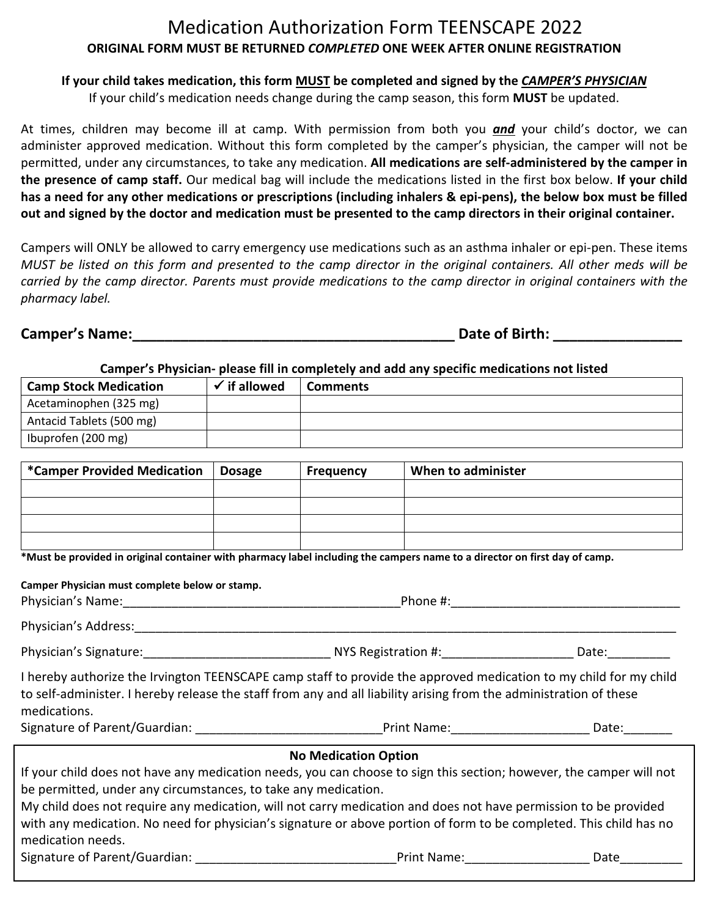# Medication Authorization Form TEENSCAPE 2022

**ORIGINAL FORM MUST BE RETURNED *COMPLETED* ONE WEEK AFTER ONLINE REGISTRATION**

**If your child takes medication, this form <u>MUST</u> be completed and signed by the *<u>CAMPER'S PHYSICIAN</u>***

If your child's medication needs change during the camp season, this form **MUST** be updated.

At times, children may become ill at camp. With permission from both you ***<u>and</u>*** your child's doctor, we can administer approved medication. Without this form completed by the camper's physician, the camper will not be permitted, under any circumstances, to take any medication. **All medications are self-administered by the camper in the presence of camp staff.** Our medical bag will include the medications listed in the first box below. **If your child has a need for any other medications or prescriptions (including inhalers & epi-pens), the below box must be filled out and signed by the doctor and medication must be presented to the camp directors in their original container.**

Campers will ONLY be allowed to carry emergency use medications such as an asthma inhaler or epi-pen. These items *MUST be listed on this form and presented to the camp director in the original containers. All other meds will be carried by the camp director. Parents must provide medications to the camp director in original containers with the pharmacy label.*

**Camper's Name:________________________________________ Date of Birth: ________________**

**Camper's Physician- please fill in completely and add any specific medications not listed**

| Camp Stock Medication | ✓ if allowed | Comments |
|---|---|---|
| Acetaminophen (325 mg) | | |
| Antacid Tablets (500 mg) | | |
| Ibuprofen (200 mg) | | |

| *Camper Provided Medication | Dosage | Frequency | When to administer |
|---|---|---|---|
| | | | |
| | | | |
| | | | |
| | | | |

***Must be provided in original container with pharmacy label including the campers name to a director on first day of camp.**

**Camper Physician must complete below or stamp.**

Physician's Name:________________________________________Phone #:_________________________________

Physician's Address:_________________________________________________________________________________

Physician's Signature:___________________________ NYS Registration #:___________________ Date:_________

I hereby authorize the Irvington TEENSCAPE camp staff to provide the approved medication to my child for my child to self-administer. I hereby release the staff from any and all liability arising from the administration of these medications.

Signature of Parent/Guardian: ___________________________Print Name:____________________ Date:_______

**No Medication Option**

If your child does not have any medication needs, you can choose to sign this section; however, the camper will not be permitted, under any circumstances, to take any medication.

My child does not require any medication, will not carry medication and does not have permission to be provided with any medication. No need for physician's signature or above portion of form to be completed. This child has no medication needs.

Signature of Parent/Guardian: ____________________________Print Name:_________________ Date_________